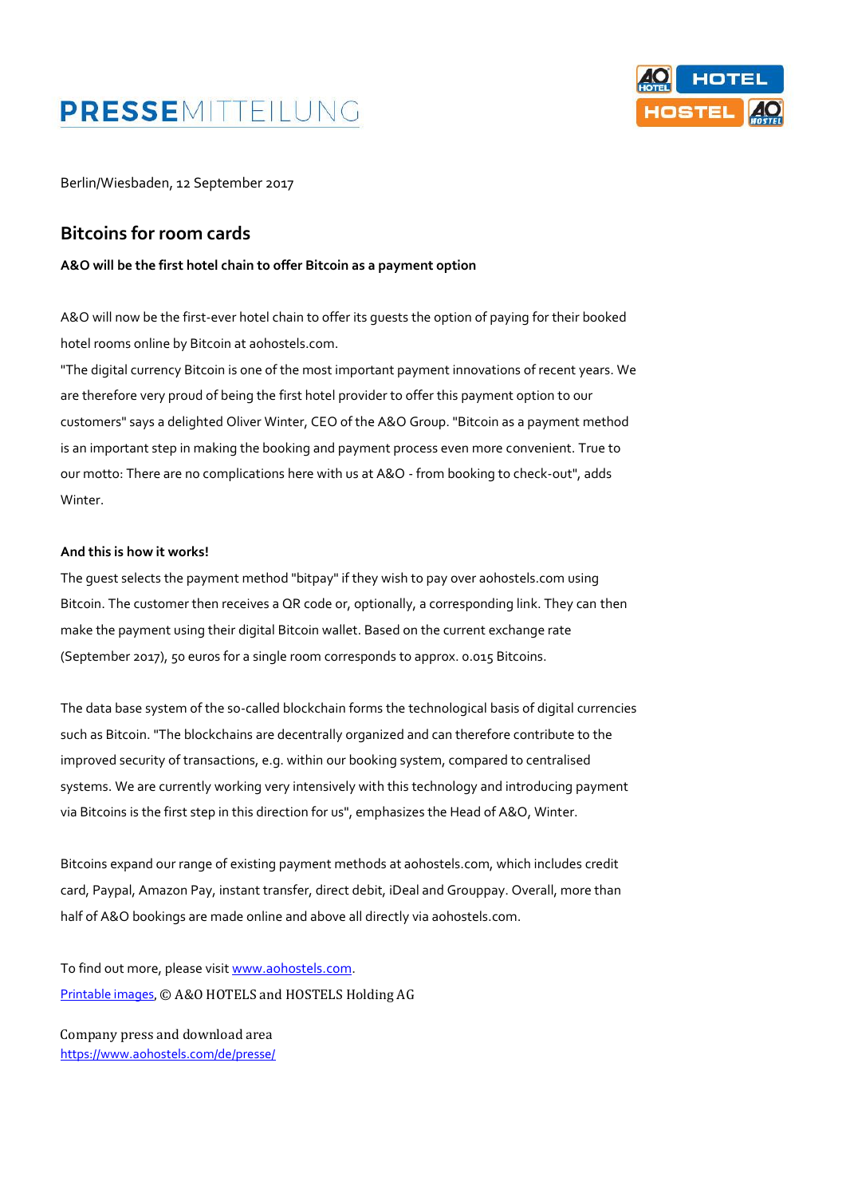# PRESSEMITTEILUNG

Berlin/Wiesbaden, 12 September 2017

## Bitcoins for room cards

**A&O will be the first hotel chain to offer Bitcoin as a payment option**

A&O will now be the first-ever hotel chain to offer its guests the option of paying for their booked hotel rooms online by Bitcoin at aohostels.com.

"The digital currency Bitcoin is one of the most important payment innovations of recent years. We are therefore very proud of being the first hotel provider to offer this payment option to our customers" says a delighted Oliver Winter, CEO of the A&O Group. "Bitcoin as a payment method is an important step in making the booking and payment process even more convenient. True to our motto: There are no complications here with us at A&O - from booking to check-out", adds Winter.

**And this is how it works!**

The guest selects the payment method "bitpay" if they wish to pay over aohostels.com using Bitcoin. The customer then receives a QR code or, optionally, a corresponding link. They can then make the payment using their digital Bitcoin wallet. Based on the current exchange rate (September 2017), 50 euros for a single room corresponds to approx. 0.015 Bitcoins.

The data base system of the so-called blockchain forms the technological basis of digital currencies such as Bitcoin. "The blockchains are decentrally organized and can therefore contribute to the improved security of transactions, e.g. within our booking system, compared to centralised systems. We are currently working very intensively with this technology and introducing payment via Bitcoins is the first step in this direction for us", emphasizes the Head of A&O, Winter.

Bitcoins expand our range of existing payment methods at aohostels.com, which includes credit card, Paypal, Amazon Pay, instant transfer, direct debit, iDeal and Grouppay. Overall, more than half of A&O bookings are made online and above all directly via aohostels.com.

To find out more, please visit [www.aohostels.com](www.aohostels.com).
Printable images, © A&O HOTELS and HOSTELS Holding AG

Company press and download area
[https://www.aohostels.com/de/presse/](https://www.aohostels.com/de/presse/)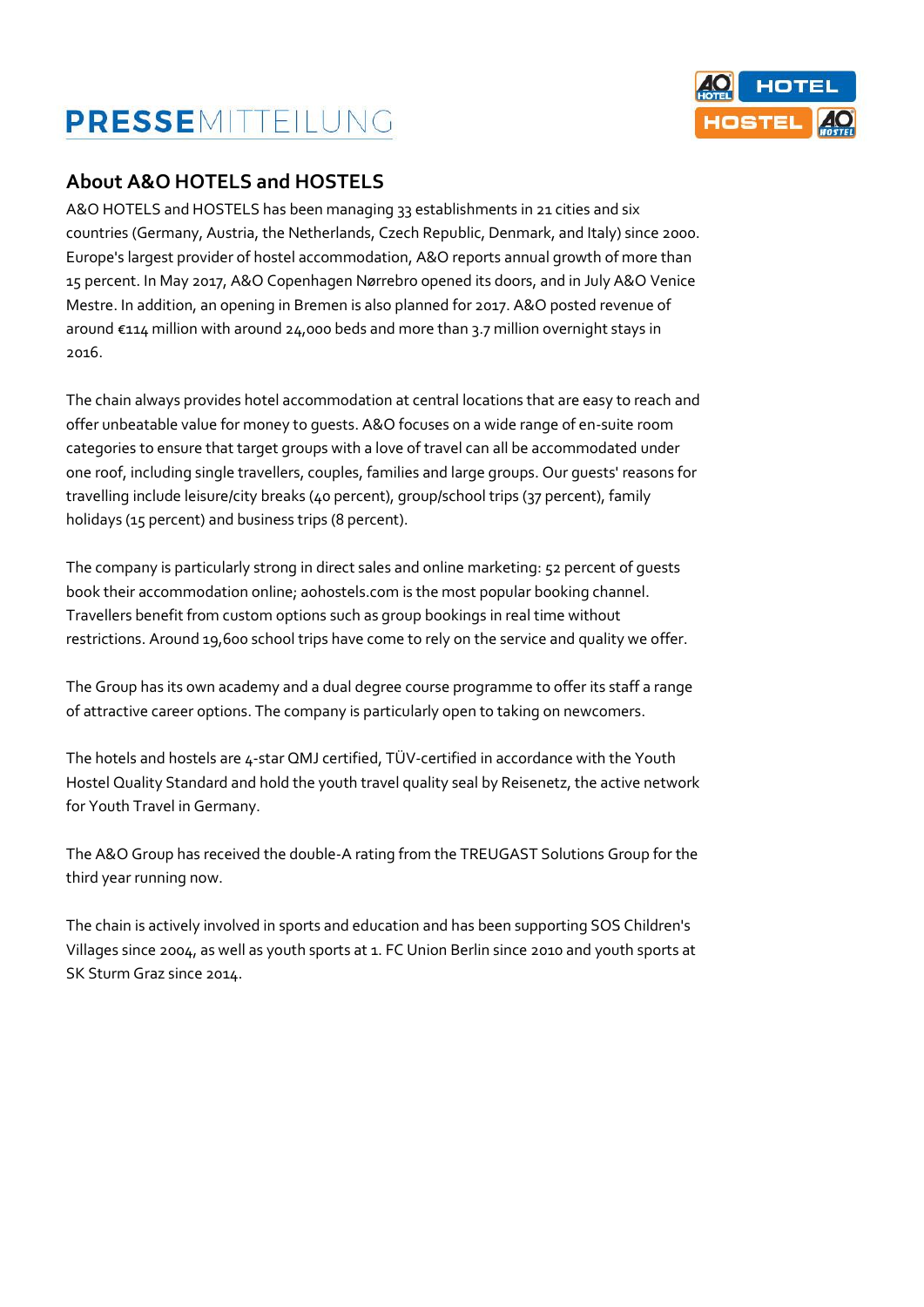## About A&O HOTELS and HOSTELS

A&O HOTELS and HOSTELS has been managing 33 establishments in 21 cities and six countries (Germany, Austria, the Netherlands, Czech Republic, Denmark, and Italy) since 2000. Europe's largest provider of hostel accommodation, A&O reports annual growth of more than 15 percent. In May 2017, A&O Copenhagen Nørrebro opened its doors, and in July A&O Venice Mestre. In addition, an opening in Bremen is also planned for 2017. A&O posted revenue of around €114 million with around 24,000 beds and more than 3.7 million overnight stays in 2016.

The chain always provides hotel accommodation at central locations that are easy to reach and offer unbeatable value for money to guests. A&O focuses on a wide range of en-suite room categories to ensure that target groups with a love of travel can all be accommodated under one roof, including single travellers, couples, families and large groups. Our guests' reasons for travelling include leisure/city breaks (40 percent), group/school trips (37 percent), family holidays (15 percent) and business trips (8 percent).

The company is particularly strong in direct sales and online marketing: 52 percent of guests book their accommodation online; aohostels.com is the most popular booking channel. Travellers benefit from custom options such as group bookings in real time without restrictions. Around 19,600 school trips have come to rely on the service and quality we offer.

The Group has its own academy and a dual degree course programme to offer its staff a range of attractive career options. The company is particularly open to taking on newcomers.

The hotels and hostels are 4-star QMJ certified, TÜV-certified in accordance with the Youth Hostel Quality Standard and hold the youth travel quality seal by Reisenetz, the active network for Youth Travel in Germany.

The A&O Group has received the double-A rating from the TREUGAST Solutions Group for the third year running now.

The chain is actively involved in sports and education and has been supporting SOS Children's Villages since 2004, as well as youth sports at 1. FC Union Berlin since 2010 and youth sports at SK Sturm Graz since 2014.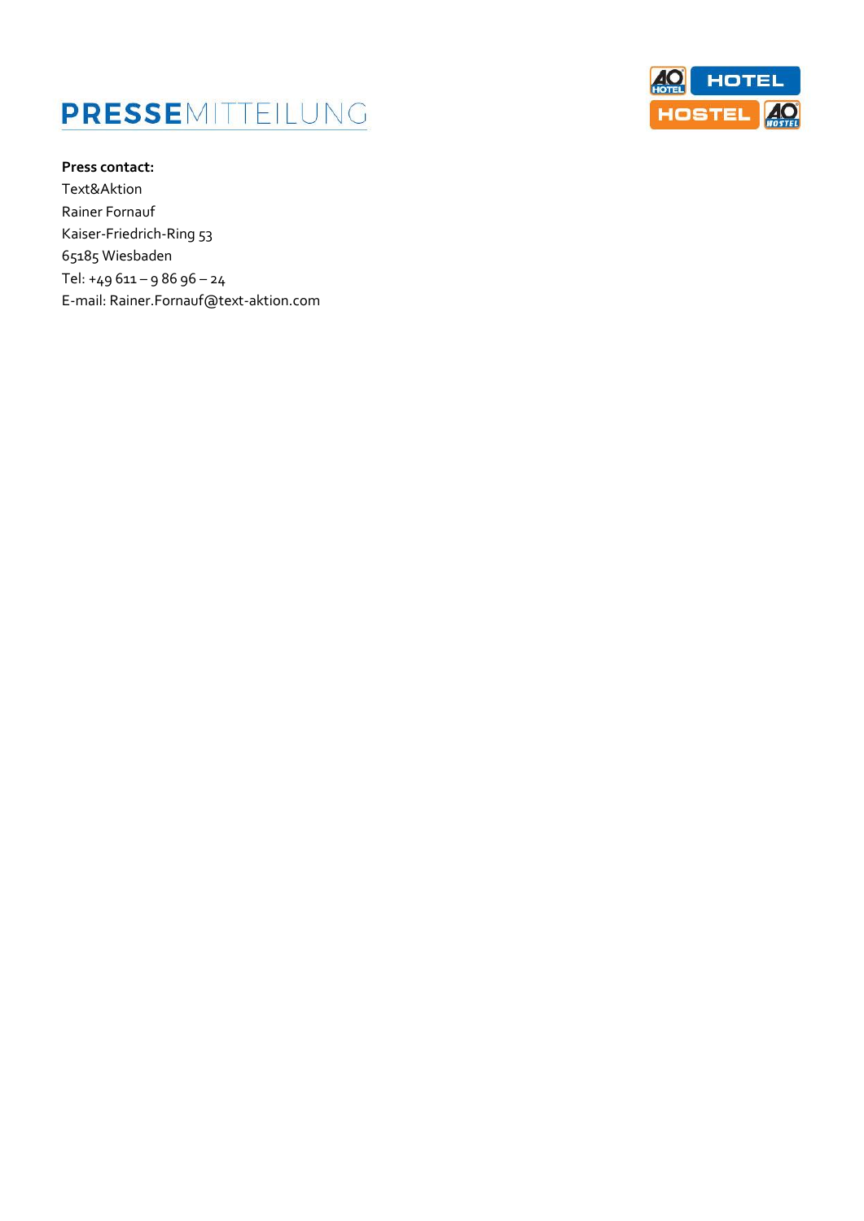# PRESSEMITTEILUNG

**Press contact:**
Text&Aktion
Rainer Fornauf
Kaiser-Friedrich-Ring 53
65185 Wiesbaden
Tel: +49 611 – 9 86 96 – 24
E-mail: Rainer.Fornauf@text-aktion.com